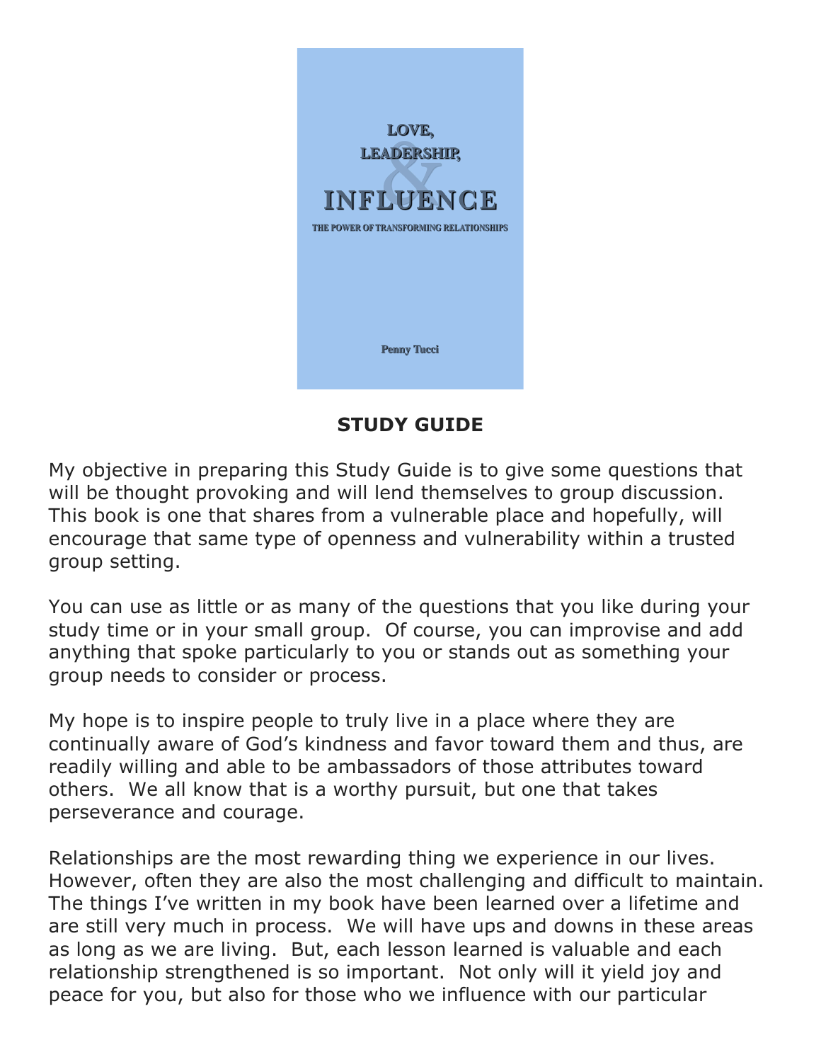LOVE,

LEADERSHIP,

&

INFLUENCE

THE POWER OF TRANSFORMING RELATIONSHIPS

Penny Tucci

# STUDY GUIDE

My objective in preparing this Study Guide is to give some questions that will be thought provoking and will lend themselves to group discussion. This book is one that shares from a vulnerable place and hopefully, will encourage that same type of openness and vulnerability within a trusted group setting.

You can use as little or as many of the questions that you like during your study time or in your small group. Of course, you can improvise and add anything that spoke particularly to you or stands out as something your group needs to consider or process.

My hope is to inspire people to truly live in a place where they are continually aware of God's kindness and favor toward them and thus, are readily willing and able to be ambassadors of those attributes toward others. We all know that is a worthy pursuit, but one that takes perseverance and courage.

Relationships are the most rewarding thing we experience in our lives. However, often they are also the most challenging and difficult to maintain. The things I've written in my book have been learned over a lifetime and are still very much in process. We will have ups and downs in these areas as long as we are living. But, each lesson learned is valuable and each relationship strengthened is so important. Not only will it yield joy and peace for you, but also for those who we influence with our particular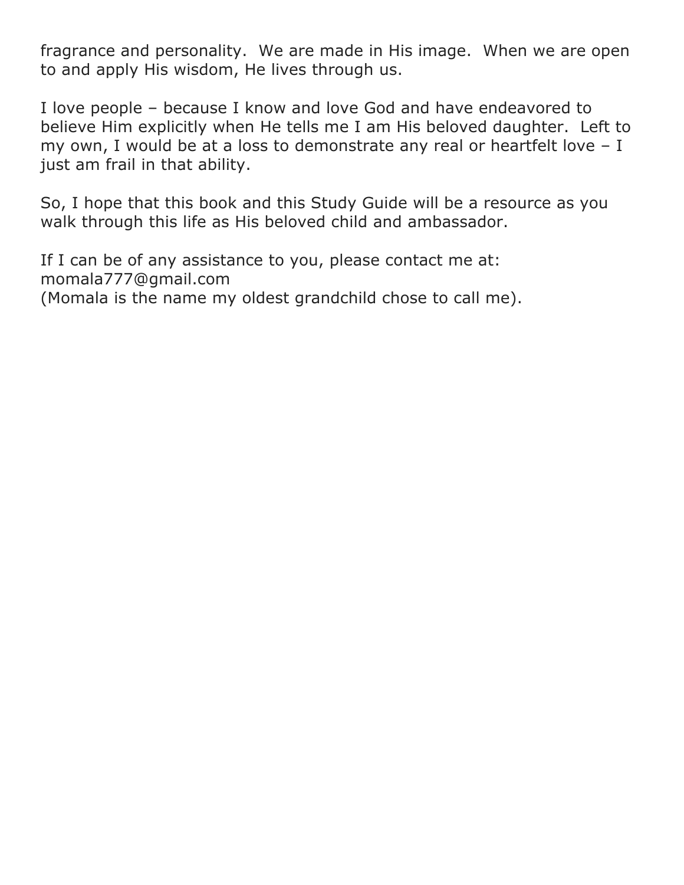fragrance and personality. We are made in His image. When we are open to and apply His wisdom, He lives through us.

I love people – because I know and love God and have endeavored to believe Him explicitly when He tells me I am His beloved daughter. Left to my own, I would be at a loss to demonstrate any real or heartfelt love – I just am frail in that ability.

So, I hope that this book and this Study Guide will be a resource as you walk through this life as His beloved child and ambassador.

If I can be of any assistance to you, please contact me at:
momala777@gmail.com
(Momala is the name my oldest grandchild chose to call me).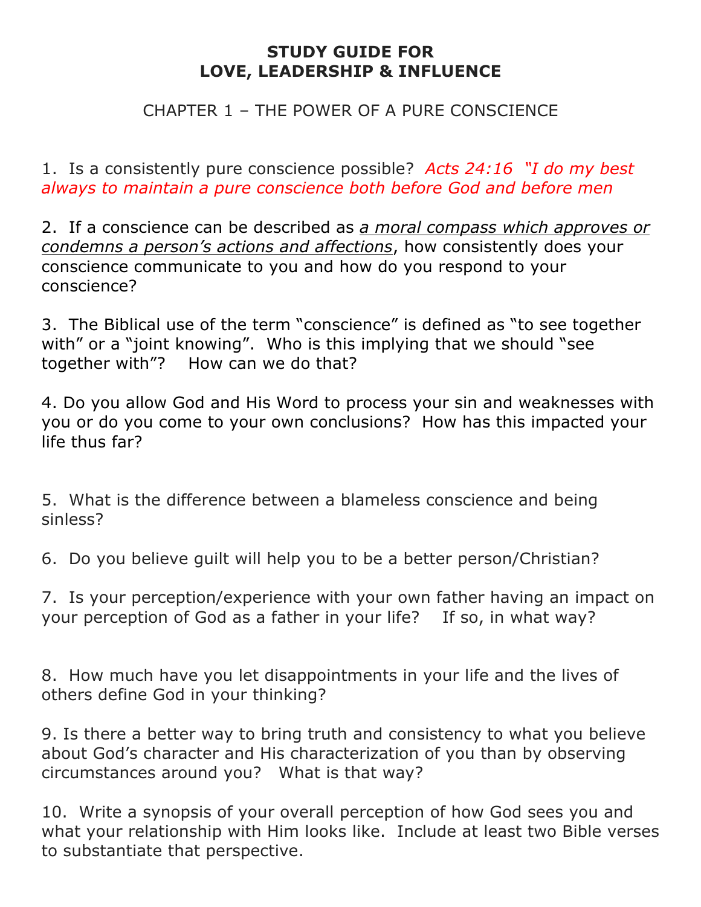# STUDY GUIDE FOR LOVE, LEADERSHIP & INFLUENCE

## CHAPTER 1 – THE POWER OF A PURE CONSCIENCE

1. Is a consistently pure conscience possible? *Acts 24:16 "I do my best always to maintain a pure conscience both before God and before men*

2. If a conscience can be described as *a moral compass which approves or condemns a person's actions and affections*, how consistently does your conscience communicate to you and how do you respond to your conscience?

3. The Biblical use of the term "conscience" is defined as "to see together with" or a "joint knowing". Who is this implying that we should "see together with"? How can we do that?

4. Do you allow God and His Word to process your sin and weaknesses with you or do you come to your own conclusions? How has this impacted your life thus far?

5. What is the difference between a blameless conscience and being sinless?

6. Do you believe guilt will help you to be a better person/Christian?

7. Is your perception/experience with your own father having an impact on your perception of God as a father in your life? If so, in what way?

8. How much have you let disappointments in your life and the lives of others define God in your thinking?

9. Is there a better way to bring truth and consistency to what you believe about God's character and His characterization of you than by observing circumstances around you? What is that way?

10. Write a synopsis of your overall perception of how God sees you and what your relationship with Him looks like. Include at least two Bible verses to substantiate that perspective.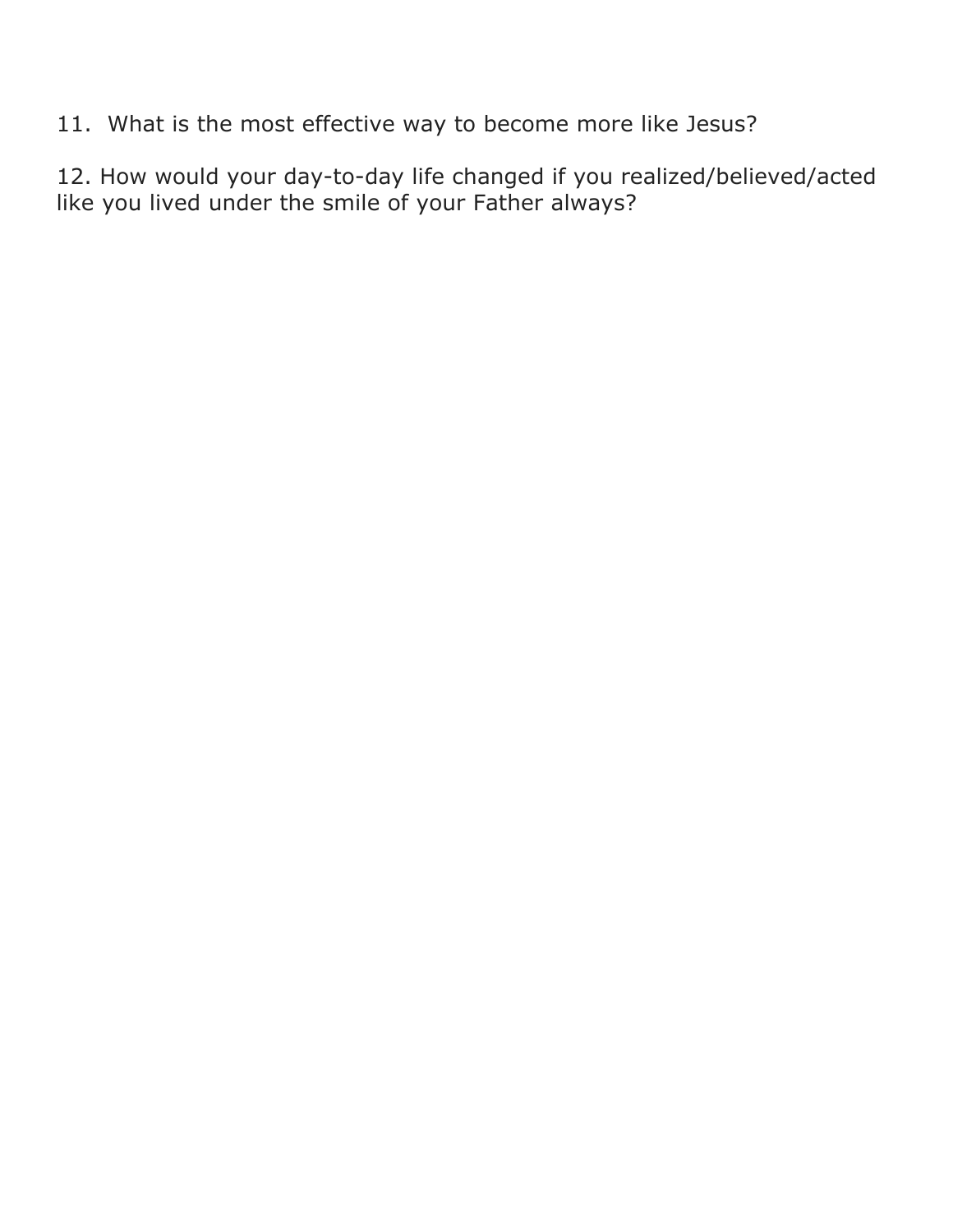11. What is the most effective way to become more like Jesus?

12. How would your day-to-day life changed if you realized/believed/acted like you lived under the smile of your Father always?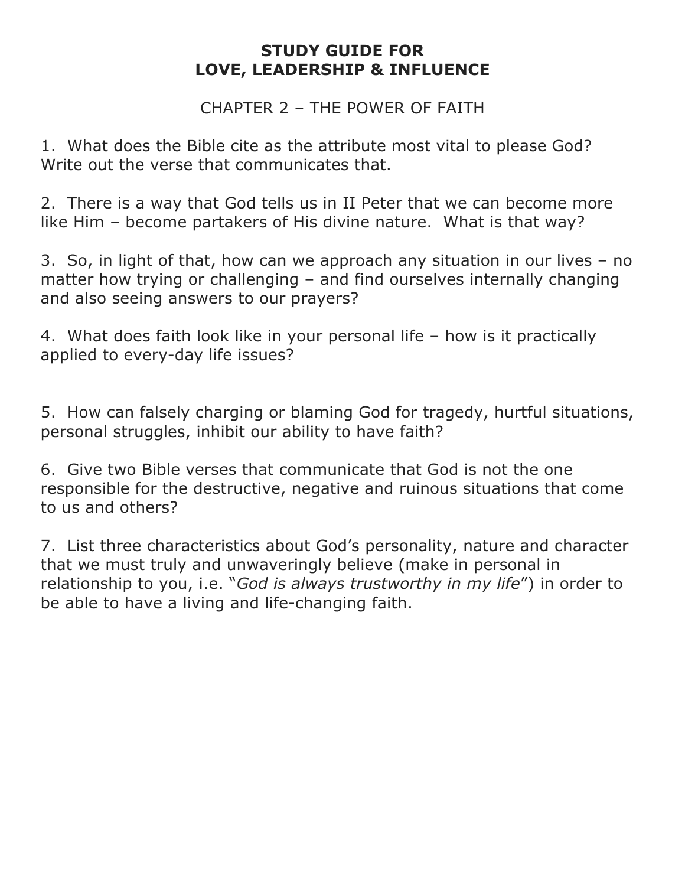# STUDY GUIDE FOR LOVE, LEADERSHIP & INFLUENCE

## CHAPTER 2 – THE POWER OF FAITH

1. What does the Bible cite as the attribute most vital to please God? Write out the verse that communicates that.

2. There is a way that God tells us in II Peter that we can become more like Him – become partakers of His divine nature. What is that way?

3. So, in light of that, how can we approach any situation in our lives – no matter how trying or challenging – and find ourselves internally changing and also seeing answers to our prayers?

4. What does faith look like in your personal life – how is it practically applied to every-day life issues?

5. How can falsely charging or blaming God for tragedy, hurtful situations, personal struggles, inhibit our ability to have faith?

6. Give two Bible verses that communicate that God is not the one responsible for the destructive, negative and ruinous situations that come to us and others?

7. List three characteristics about God's personality, nature and character that we must truly and unwaveringly believe (make in personal in relationship to you, i.e. "*God is always trustworthy in my life*") in order to be able to have a living and life-changing faith.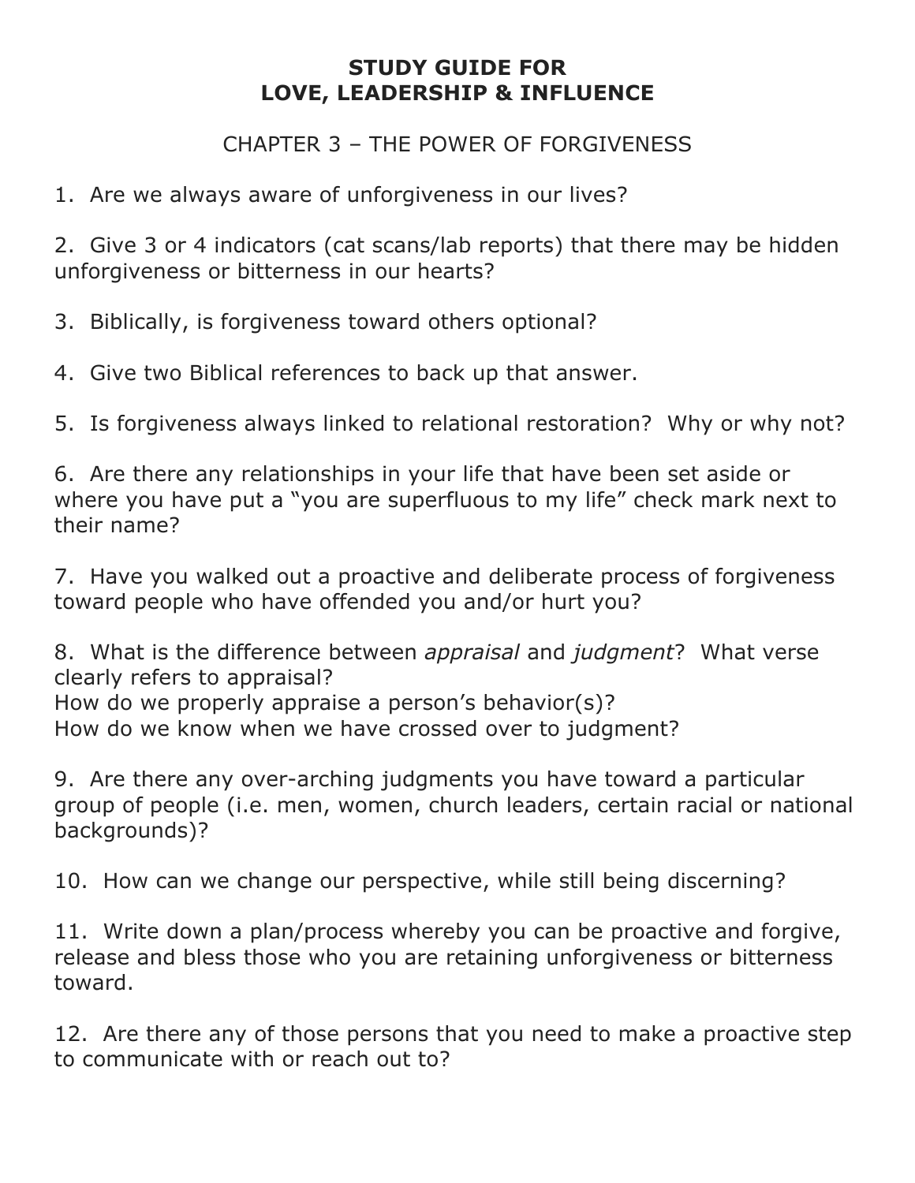# STUDY GUIDE FOR LOVE, LEADERSHIP & INFLUENCE

## CHAPTER 3 – THE POWER OF FORGIVENESS

1. Are we always aware of unforgiveness in our lives?

2. Give 3 or 4 indicators (cat scans/lab reports) that there may be hidden unforgiveness or bitterness in our hearts?

3. Biblically, is forgiveness toward others optional?

4. Give two Biblical references to back up that answer.

5. Is forgiveness always linked to relational restoration? Why or why not?

6. Are there any relationships in your life that have been set aside or where you have put a "you are superfluous to my life" check mark next to their name?

7. Have you walked out a proactive and deliberate process of forgiveness toward people who have offended you and/or hurt you?

8. What is the difference between *appraisal* and *judgment*? What verse clearly refers to appraisal?
How do we properly appraise a person's behavior(s)?
How do we know when we have crossed over to judgment?

9. Are there any over-arching judgments you have toward a particular group of people (i.e. men, women, church leaders, certain racial or national backgrounds)?

10. How can we change our perspective, while still being discerning?

11. Write down a plan/process whereby you can be proactive and forgive, release and bless those who you are retaining unforgiveness or bitterness toward.

12. Are there any of those persons that you need to make a proactive step to communicate with or reach out to?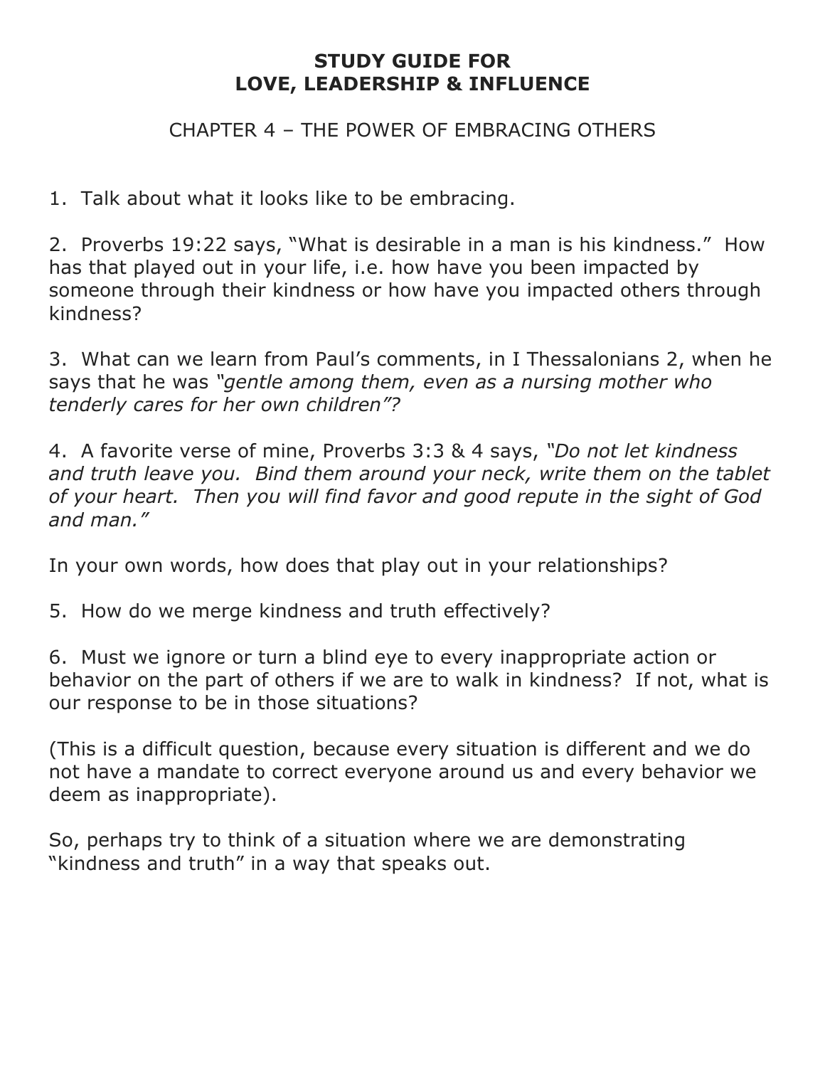# STUDY GUIDE FOR LOVE, LEADERSHIP & INFLUENCE

## CHAPTER 4 – THE POWER OF EMBRACING OTHERS

1. Talk about what it looks like to be embracing.

2. Proverbs 19:22 says, "What is desirable in a man is his kindness." How has that played out in your life, i.e. how have you been impacted by someone through their kindness or how have you impacted others through kindness?

3. What can we learn from Paul's comments, in I Thessalonians 2, when he says that he was *"gentle among them, even as a nursing mother who tenderly cares for her own children"?*

4. A favorite verse of mine, Proverbs 3:3 & 4 says, *"Do not let kindness and truth leave you. Bind them around your neck, write them on the tablet of your heart. Then you will find favor and good repute in the sight of God and man."*

In your own words, how does that play out in your relationships?

5. How do we merge kindness and truth effectively?

6. Must we ignore or turn a blind eye to every inappropriate action or behavior on the part of others if we are to walk in kindness? If not, what is our response to be in those situations?

(This is a difficult question, because every situation is different and we do not have a mandate to correct everyone around us and every behavior we deem as inappropriate).

So, perhaps try to think of a situation where we are demonstrating "kindness and truth" in a way that speaks out.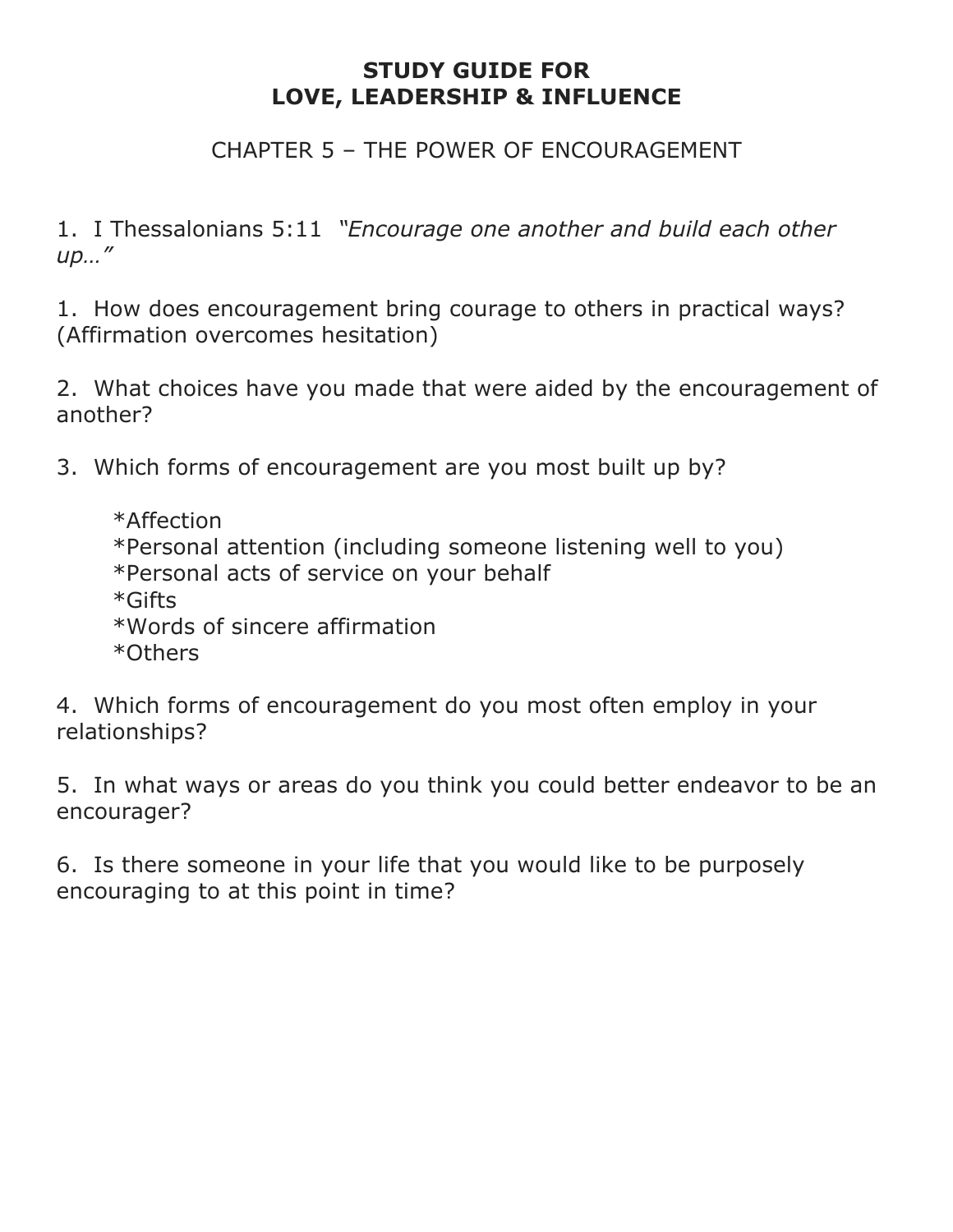**STUDY GUIDE FOR**
**LOVE, LEADERSHIP & INFLUENCE**

CHAPTER 5 – THE POWER OF ENCOURAGEMENT

1. I Thessalonians 5:11 *"Encourage one another and build each other up…"*

1. How does encouragement bring courage to others in practical ways? (Affirmation overcomes hesitation)

2. What choices have you made that were aided by the encouragement of another?

3. Which forms of encouragement are you most built up by?

   *Affection
   *Personal attention (including someone listening well to you)
   *Personal acts of service on your behalf
   *Gifts
   *Words of sincere affirmation
   *Others

4. Which forms of encouragement do you most often employ in your relationships?

5. In what ways or areas do you think you could better endeavor to be an encourager?

6. Is there someone in your life that you would like to be purposely encouraging to at this point in time?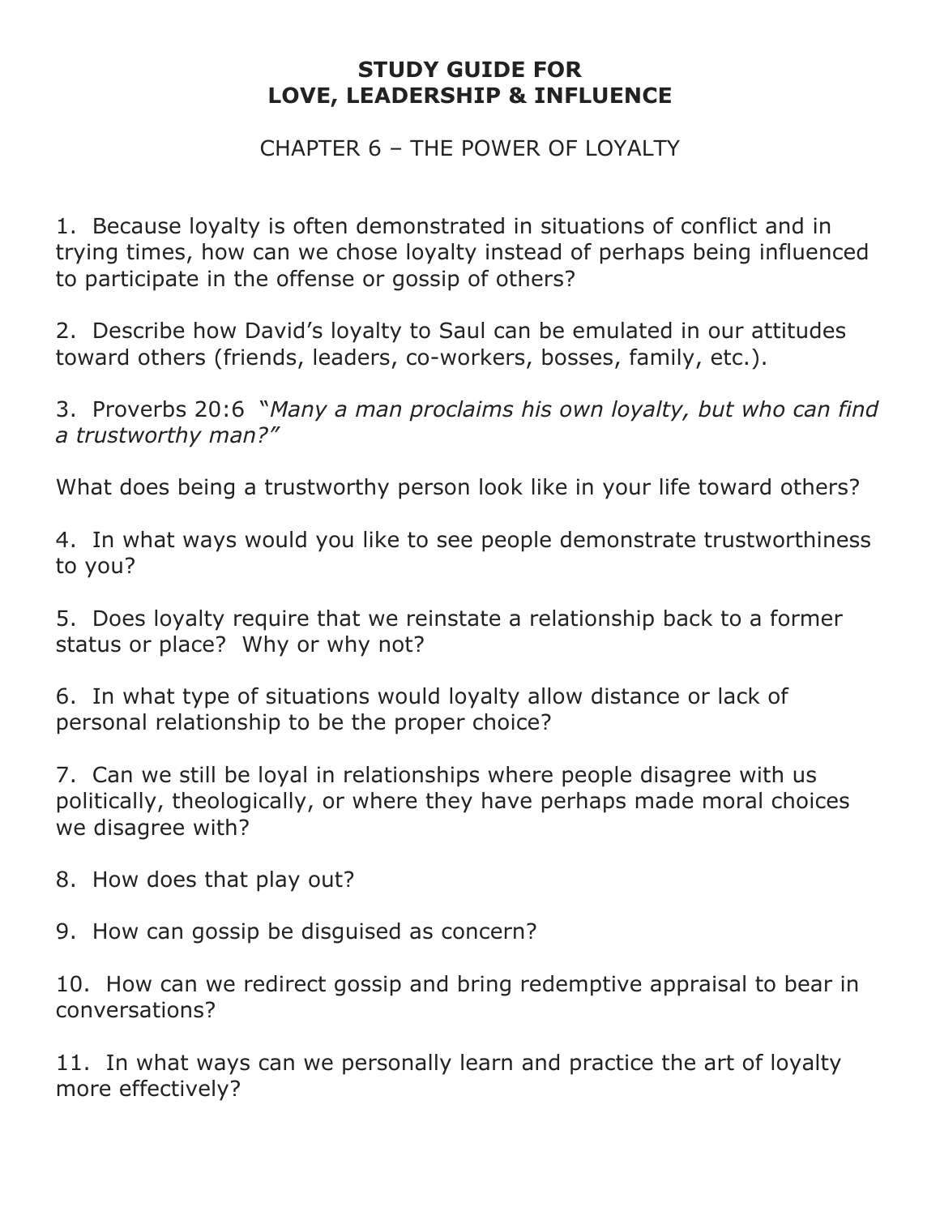# STUDY GUIDE FOR LOVE, LEADERSHIP & INFLUENCE

## CHAPTER 6 – THE POWER OF LOYALTY

1. Because loyalty is often demonstrated in situations of conflict and in trying times, how can we chose loyalty instead of perhaps being influenced to participate in the offense or gossip of others?

2. Describe how David's loyalty to Saul can be emulated in our attitudes toward others (friends, leaders, co-workers, bosses, family, etc.).

3. Proverbs 20:6 *"Many a man proclaims his own loyalty, but who can find a trustworthy man?"*

What does being a trustworthy person look like in your life toward others?

4. In what ways would you like to see people demonstrate trustworthiness to you?

5. Does loyalty require that we reinstate a relationship back to a former status or place? Why or why not?

6. In what type of situations would loyalty allow distance or lack of personal relationship to be the proper choice?

7. Can we still be loyal in relationships where people disagree with us politically, theologically, or where they have perhaps made moral choices we disagree with?

8. How does that play out?

9. How can gossip be disguised as concern?

10. How can we redirect gossip and bring redemptive appraisal to bear in conversations?

11. In what ways can we personally learn and practice the art of loyalty more effectively?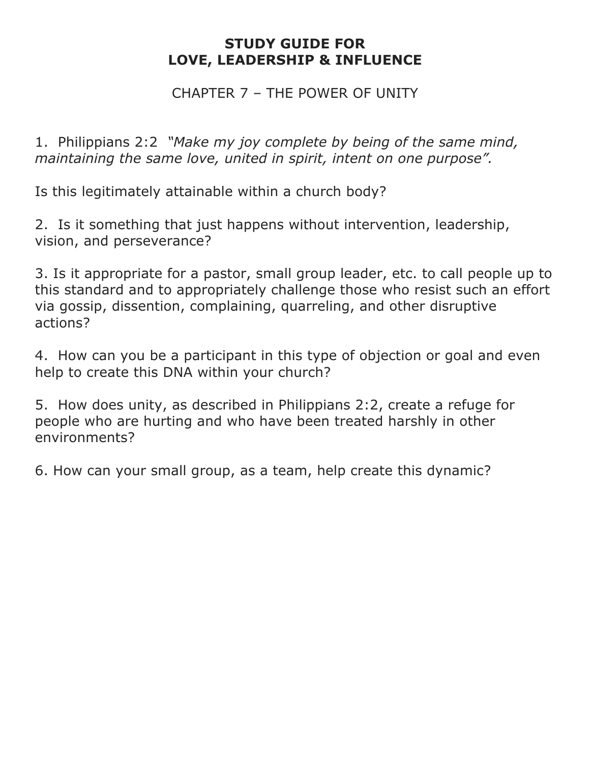# STUDY GUIDE FOR LOVE, LEADERSHIP & INFLUENCE

## CHAPTER 7 – THE POWER OF UNITY

1. Philippians 2:2 *"Make my joy complete by being of the same mind, maintaining the same love, united in spirit, intent on one purpose".*

Is this legitimately attainable within a church body?

2. Is it something that just happens without intervention, leadership, vision, and perseverance?

3. Is it appropriate for a pastor, small group leader, etc. to call people up to this standard and to appropriately challenge those who resist such an effort via gossip, dissention, complaining, quarreling, and other disruptive actions?

4. How can you be a participant in this type of objection or goal and even help to create this DNA within your church?

5. How does unity, as described in Philippians 2:2, create a refuge for people who are hurting and who have been treated harshly in other environments?

6. How can your small group, as a team, help create this dynamic?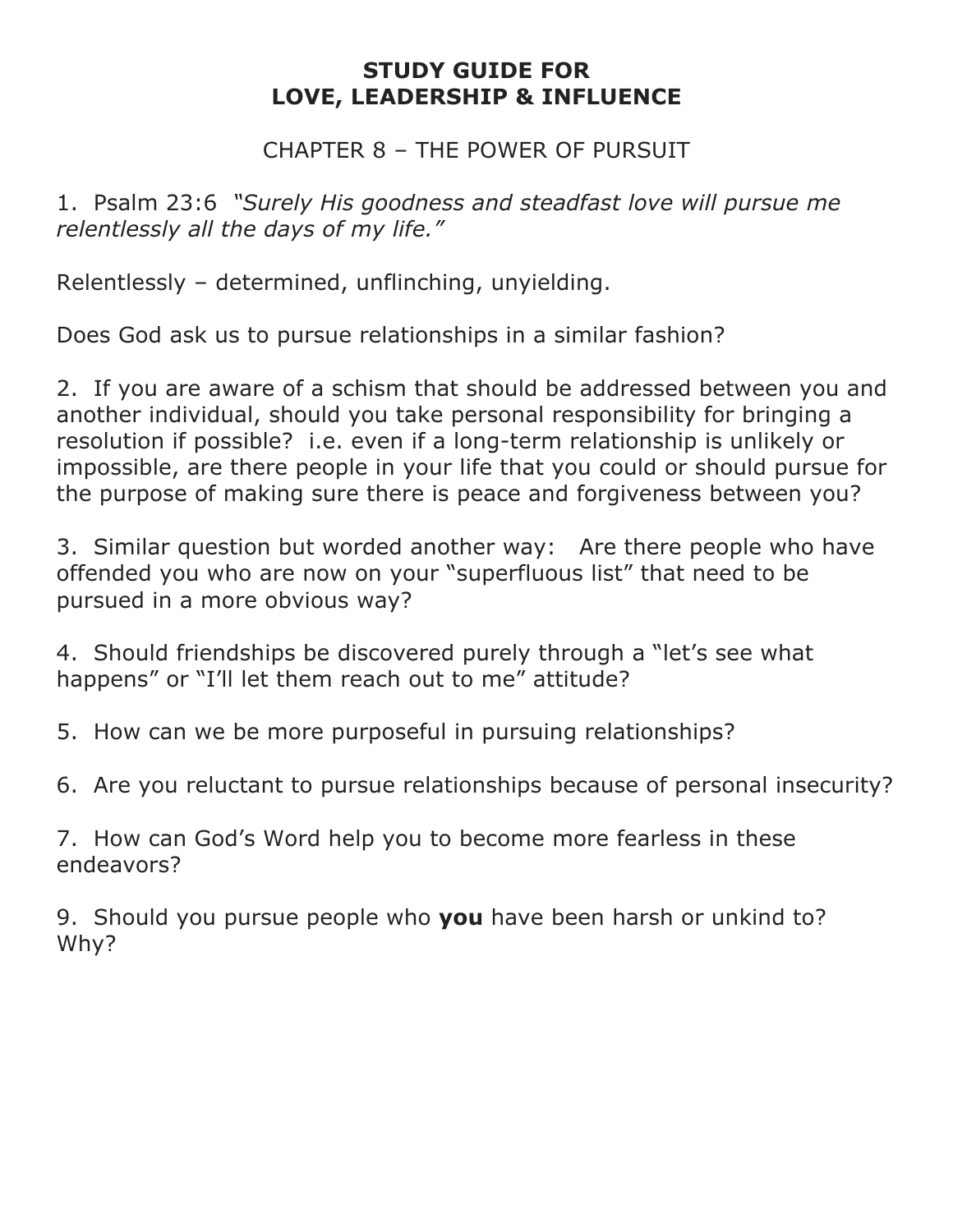# STUDY GUIDE FOR LOVE, LEADERSHIP & INFLUENCE

## CHAPTER 8 – THE POWER OF PURSUIT

1. Psalm 23:6 *"Surely His goodness and steadfast love will pursue me relentlessly all the days of my life."*

Relentlessly – determined, unflinching, unyielding.

Does God ask us to pursue relationships in a similar fashion?

2. If you are aware of a schism that should be addressed between you and another individual, should you take personal responsibility for bringing a resolution if possible? i.e. even if a long-term relationship is unlikely or impossible, are there people in your life that you could or should pursue for the purpose of making sure there is peace and forgiveness between you?

3. Similar question but worded another way: Are there people who have offended you who are now on your "superfluous list" that need to be pursued in a more obvious way?

4. Should friendships be discovered purely through a "let's see what happens" or "I'll let them reach out to me" attitude?

5. How can we be more purposeful in pursuing relationships?

6. Are you reluctant to pursue relationships because of personal insecurity?

7. How can God's Word help you to become more fearless in these endeavors?

9. Should you pursue people who **you** have been harsh or unkind to? Why?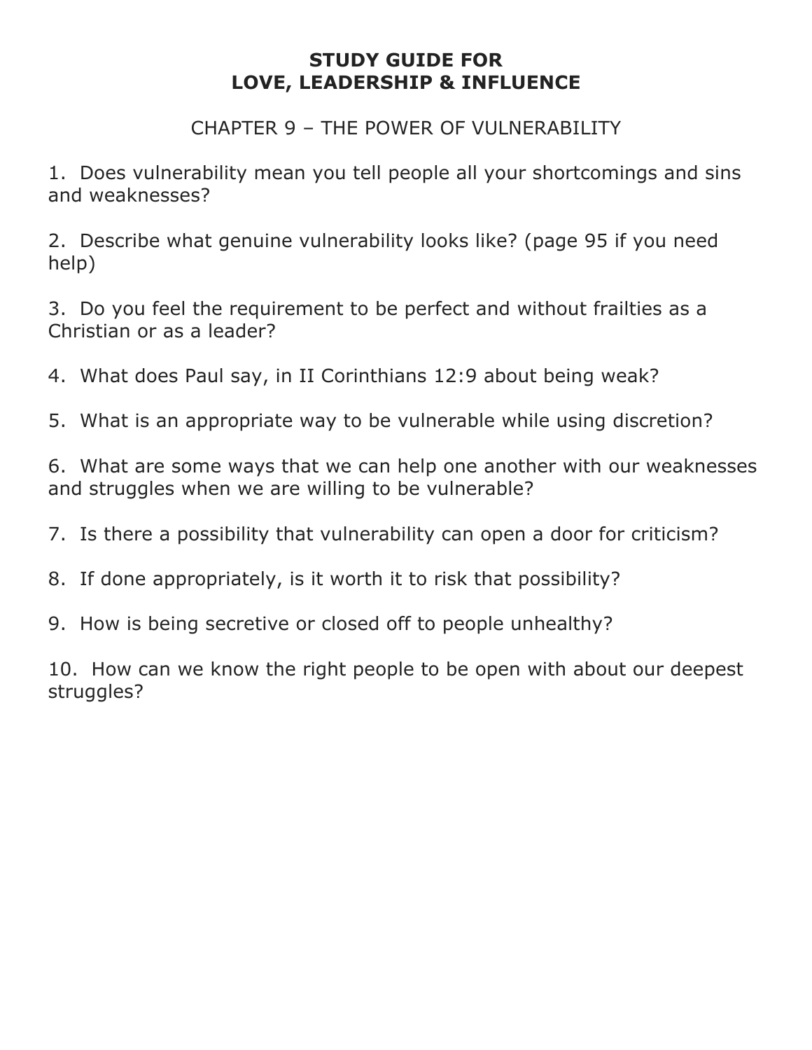# STUDY GUIDE FOR
# LOVE, LEADERSHIP & INFLUENCE

## CHAPTER 9 – THE POWER OF VULNERABILITY

1. Does vulnerability mean you tell people all your shortcomings and sins and weaknesses?

2. Describe what genuine vulnerability looks like? (page 95 if you need help)

3. Do you feel the requirement to be perfect and without frailties as a Christian or as a leader?

4. What does Paul say, in II Corinthians 12:9 about being weak?

5. What is an appropriate way to be vulnerable while using discretion?

6. What are some ways that we can help one another with our weaknesses and struggles when we are willing to be vulnerable?

7. Is there a possibility that vulnerability can open a door for criticism?

8. If done appropriately, is it worth it to risk that possibility?

9. How is being secretive or closed off to people unhealthy?

10. How can we know the right people to be open with about our deepest struggles?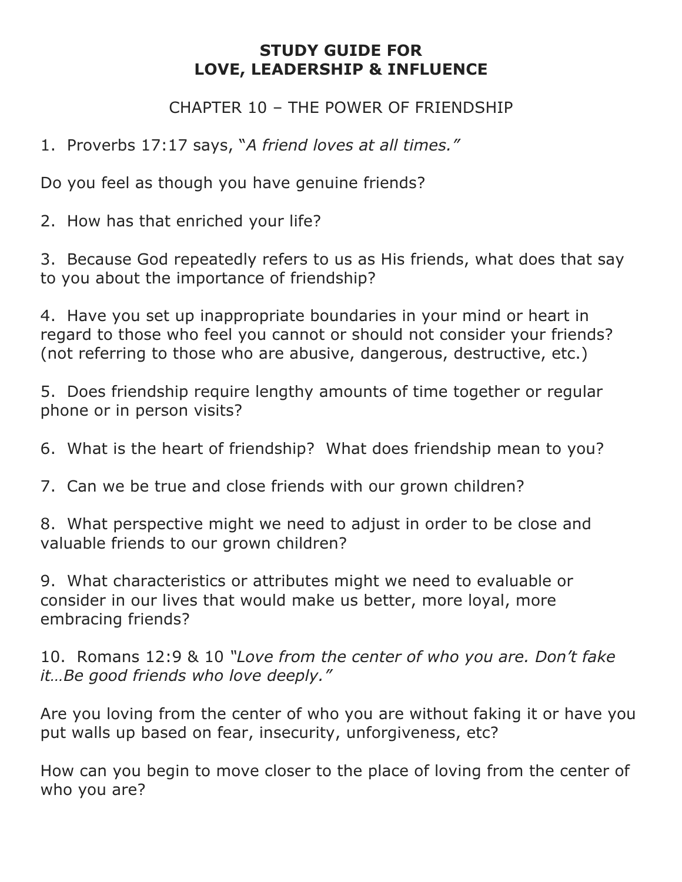# STUDY GUIDE FOR LOVE, LEADERSHIP & INFLUENCE

## CHAPTER 10 – THE POWER OF FRIENDSHIP

1. Proverbs 17:17 says, "*A friend loves at all times.*"

Do you feel as though you have genuine friends?

2. How has that enriched your life?

3. Because God repeatedly refers to us as His friends, what does that say to you about the importance of friendship?

4. Have you set up inappropriate boundaries in your mind or heart in regard to those who feel you cannot or should not consider your friends? (not referring to those who are abusive, dangerous, destructive, etc.)

5. Does friendship require lengthy amounts of time together or regular phone or in person visits?

6. What is the heart of friendship? What does friendship mean to you?

7. Can we be true and close friends with our grown children?

8. What perspective might we need to adjust in order to be close and valuable friends to our grown children?

9. What characteristics or attributes might we need to evaluable or consider in our lives that would make us better, more loyal, more embracing friends?

10. Romans 12:9 & 10 *"Love from the center of who you are. Don't fake it…Be good friends who love deeply."*

Are you loving from the center of who you are without faking it or have you put walls up based on fear, insecurity, unforgiveness, etc?

How can you begin to move closer to the place of loving from the center of who you are?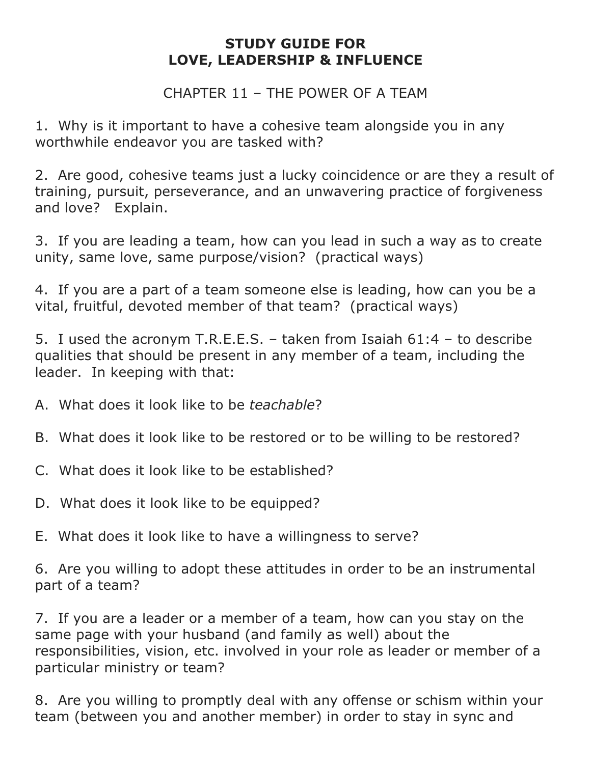# STUDY GUIDE FOR LOVE, LEADERSHIP & INFLUENCE

## CHAPTER 11 – THE POWER OF A TEAM

1. Why is it important to have a cohesive team alongside you in any worthwhile endeavor you are tasked with?

2. Are good, cohesive teams just a lucky coincidence or are they a result of training, pursuit, perseverance, and an unwavering practice of forgiveness and love? Explain.

3. If you are leading a team, how can you lead in such a way as to create unity, same love, same purpose/vision? (practical ways)

4. If you are a part of a team someone else is leading, how can you be a vital, fruitful, devoted member of that team? (practical ways)

5. I used the acronym T.R.E.E.S. – taken from Isaiah 61:4 – to describe qualities that should be present in any member of a team, including the leader. In keeping with that:

A. What does it look like to be *teachable*?

B. What does it look like to be restored or to be willing to be restored?

C. What does it look like to be established?

D. What does it look like to be equipped?

E. What does it look like to have a willingness to serve?

6. Are you willing to adopt these attitudes in order to be an instrumental part of a team?

7. If you are a leader or a member of a team, how can you stay on the same page with your husband (and family as well) about the responsibilities, vision, etc. involved in your role as leader or member of a particular ministry or team?

8. Are you willing to promptly deal with any offense or schism within your team (between you and another member) in order to stay in sync and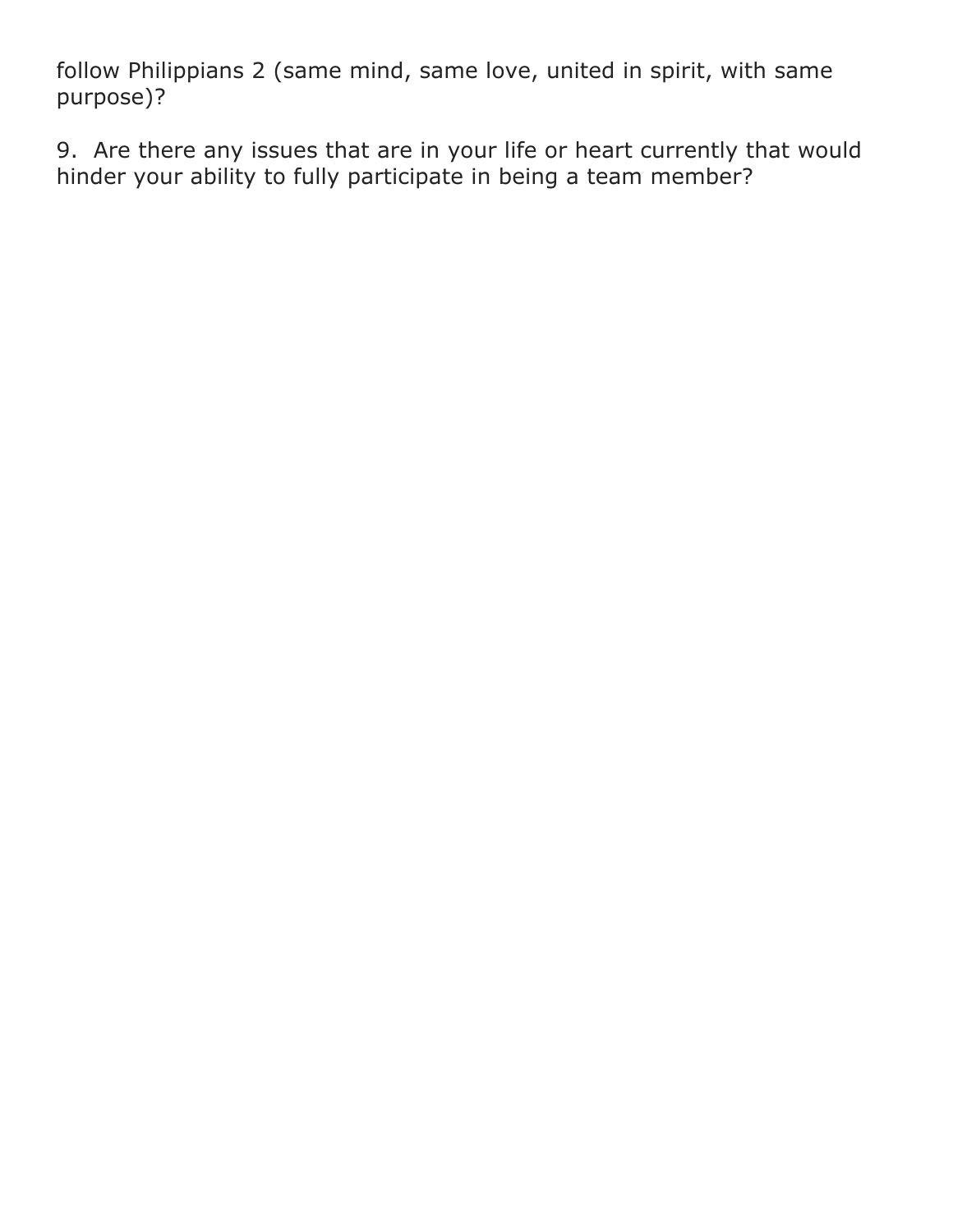follow Philippians 2 (same mind, same love, united in spirit, with same purpose)?

9. Are there any issues that are in your life or heart currently that would hinder your ability to fully participate in being a team member?